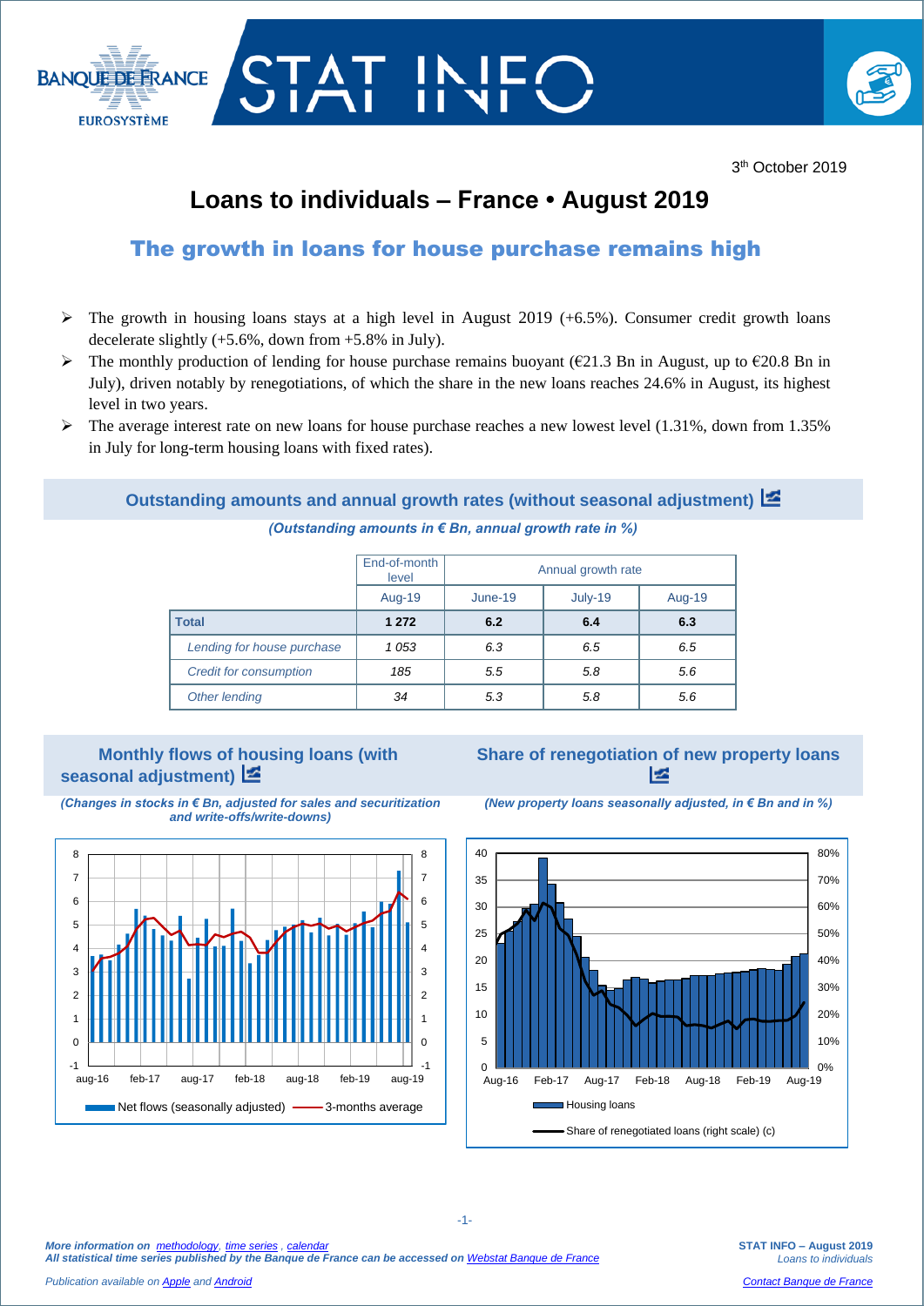3th October 2019

# Loans to individuals – France • August 2019

## The growth in loans for house purchase remains high

- The growth in housing loans stays at a high level in August 2019 (+6.5%). Consumer credit growth loans decelerate slightly (+5.6%, down from +5.8% in July).
- The monthly production of lending for house purchase remains buoyant (€21.3 Bn in August, up to €20.8 Bn in July), driven notably by renegotiations, of which the share in the new loans reaches 24.6% in August, its highest level in two years.
- The average interest rate on new loans for house purchase reaches a new lowest level (1.31%, down from 1.35% in July for long-term housing loans with fixed rates).

### Outstanding amounts and annual growth rates (without seasonal adjustment)

*(Outstanding amounts in € Bn, annual growth rate in %)*

| | End-of-month level | Annual growth rate | | |
|---|---|---|---|---|
| | Aug-19 | June-19 | July-19 | Aug-19 |
| **Total** | **1 272** | **6.2** | **6.4** | **6.3** |
| *Lending for house purchase* | *1 053* | *6.3* | *6.5* | *6.5* |
| *Credit for consumption* | *185* | *5.5* | *5.8* | *5.6* |
| *Other lending* | *34* | *5.3* | *5.8* | *5.6* |

### Monthly flows of housing loans (with seasonal adjustment)

*(Changes in stocks in € Bn, adjusted for sales and securitization and write-offs/write-downs)*

Net flows (seasonally adjusted) — 3-months average

### Share of renegotiation of new property loans

*(New property loans seasonally adjusted, in € Bn and in %)*

Housing loans — Share of renegotiated loans (right scale) (c)

*More information on methodology, time series , calendar*
***All statistical time series published by the Banque de France can be accessed on Webstat Banque de France***

*Publication available on Apple and Android*

**STAT INFO – August 2019**
*Loans to individuals*

*Contact Banque de France*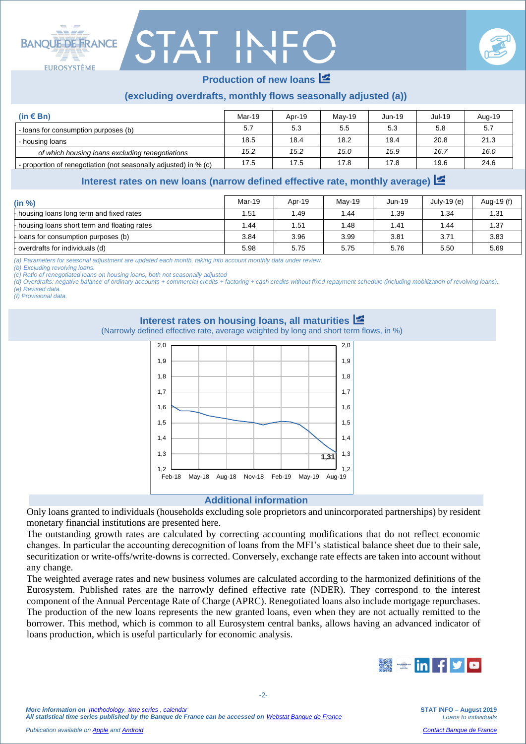## Production of new loans

### (excluding overdrafts, monthly flows seasonally adjusted (a))

| (in € Bn) | Mar-19 | Apr-19 | May-19 | Jun-19 | Jul-19 | Aug-19 |
|---|---|---|---|---|---|---|
| - loans for consumption purposes (b) | 5.7 | 5.3 | 5.5 | 5.3 | 5.8 | 5.7 |
| - housing loans | 18.5 | 18.4 | 18.2 | 19.4 | 20.8 | 21.3 |
| *of which housing loans excluding renegotiations* | *15.2* | *15.2* | *15.0* | *15.9* | *16.7* | *16.0* |
| - proportion of renegotiation (not seasonally adjusted) in % (c) | 17.5 | 17.5 | 17.8 | 17.8 | 19.6 | 24.6 |

## Interest rates on new loans (narrow defined effective rate, monthly average)

| (in %) | Mar-19 | Apr-19 | May-19 | Jun-19 | July-19 (e) | Aug-19 (f) |
|---|---|---|---|---|---|---|
| - housing loans long term and fixed rates | 1.51 | 1.49 | 1.44 | 1.39 | 1.34 | 1.31 |
| - housing loans short term and floating rates | 1.44 | 1.51 | 1.48 | 1.41 | 1.44 | 1.37 |
| - loans for consumption purposes (b) | 3.84 | 3.96 | 3.99 | 3.81 | 3.71 | 3.83 |
| - overdrafts for individuals (d) | 5.98 | 5.75 | 5.75 | 5.76 | 5.50 | 5.69 |

*(a) Parameters for seasonal adjustment are updated each month, taking into account monthly data under review.*
*(b) Excluding revolving loans.*
*(c) Ratio of renegotiated loans on housing loans, both not seasonally adjusted*
*(d) Overdrafts: negative balance of ordinary accounts + commercial credits + factoring + cash credits without fixed repayment schedule (including mobilization of revolving loans).*
*(e) Revised data.*
*(f) Provisional data.*

## Interest rates on housing loans, all maturities

(Narrowly defined effective rate, average weighted by long and short term flows, in %)

2,0
1,9
1,8
1,7
1,6
1,5
1,4
1,3
1,2
1,31
Feb-18 May-18 Aug-18 Nov-18 Feb-19 May-19 Aug-19

## Additional information

Only loans granted to individuals (households excluding sole proprietors and unincorporated partnerships) by resident monetary financial institutions are presented here.

The outstanding growth rates are calculated by correcting accounting modifications that do not reflect economic changes. In particular the accounting derecognition of loans from the MFI's statistical balance sheet due to their sale, securitization or write-offs/write-downs is corrected. Conversely, exchange rate effects are taken into account without any change.

The weighted average rates and new business volumes are calculated according to the harmonized definitions of the Eurosystem. Published rates are the narrowly defined effective rate (NDER). They correspond to the interest component of the Annual Percentage Rate of Charge (APRC). Renegotiated loans also include mortgage repurchases. The production of the new loans represents the new granted loans, even when they are not actually remitted to the borrower. This method, which is common to all Eurosystem central banks, allows having an advanced indicator of loans production, which is useful particularly for economic analysis.

*More information on methodology, time series , calendar*
***All statistical time series published by the Banque de France can be accessed on Webstat Banque de France***

*Publication available on Apple and Android*

**STAT INFO – August 2019**
*Loans to individuals*

*Contact Banque de France*